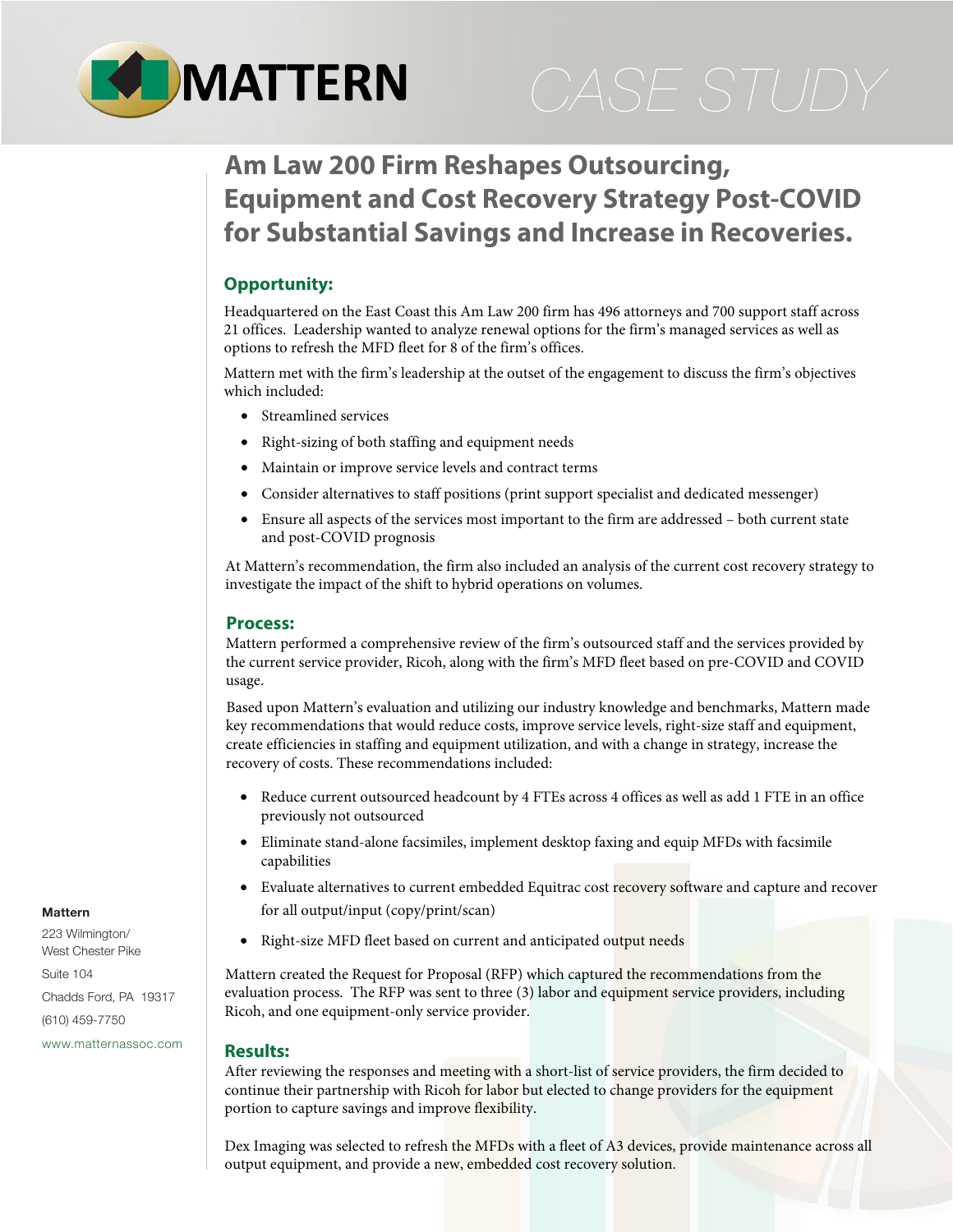MATTERN

CASE STUDY

# Am Law 200 Firm Reshapes Outsourcing, Equipment and Cost Recovery Strategy Post-COVID for Substantial Savings and Increase in Recoveries.

## Opportunity:

Headquartered on the East Coast this Am Law 200 firm has 496 attorneys and 700 support staff across 21 offices. Leadership wanted to analyze renewal options for the firm's managed services as well as options to refresh the MFD fleet for 8 of the firm's offices.

Mattern met with the firm's leadership at the outset of the engagement to discuss the firm's objectives which included:

- Streamlined services
- Right-sizing of both staffing and equipment needs
- Maintain or improve service levels and contract terms
- Consider alternatives to staff positions (print support specialist and dedicated messenger)
- Ensure all aspects of the services most important to the firm are addressed – both current state and post-COVID prognosis

At Mattern's recommendation, the firm also included an analysis of the current cost recovery strategy to investigate the impact of the shift to hybrid operations on volumes.

## Process:

Mattern performed a comprehensive review of the firm's outsourced staff and the services provided by the current service provider, Ricoh, along with the firm's MFD fleet based on pre-COVID and COVID usage.

Based upon Mattern's evaluation and utilizing our industry knowledge and benchmarks, Mattern made key recommendations that would reduce costs, improve service levels, right-size staff and equipment, create efficiencies in staffing and equipment utilization, and with a change in strategy, increase the recovery of costs. These recommendations included:

- Reduce current outsourced headcount by 4 FTEs across 4 offices as well as add 1 FTE in an office previously not outsourced
- Eliminate stand-alone facsimiles, implement desktop faxing and equip MFDs with facsimile capabilities
- Evaluate alternatives to current embedded Equitrac cost recovery software and capture and recover for all output/input (copy/print/scan)
- Right-size MFD fleet based on current and anticipated output needs

Mattern created the Request for Proposal (RFP) which captured the recommendations from the evaluation process. The RFP was sent to three (3) labor and equipment service providers, including Ricoh, and one equipment-only service provider.

## Results:

After reviewing the responses and meeting with a short-list of service providers, the firm decided to continue their partnership with Ricoh for labor but elected to change providers for the equipment portion to capture savings and improve flexibility.

Dex Imaging was selected to refresh the MFDs with a fleet of A3 devices, provide maintenance across all output equipment, and provide a new, embedded cost recovery solution.

**Mattern**
223 Wilmington/
West Chester Pike
Suite 104
Chadds Ford, PA 19317
(610) 459-7750
www.matternassoc.com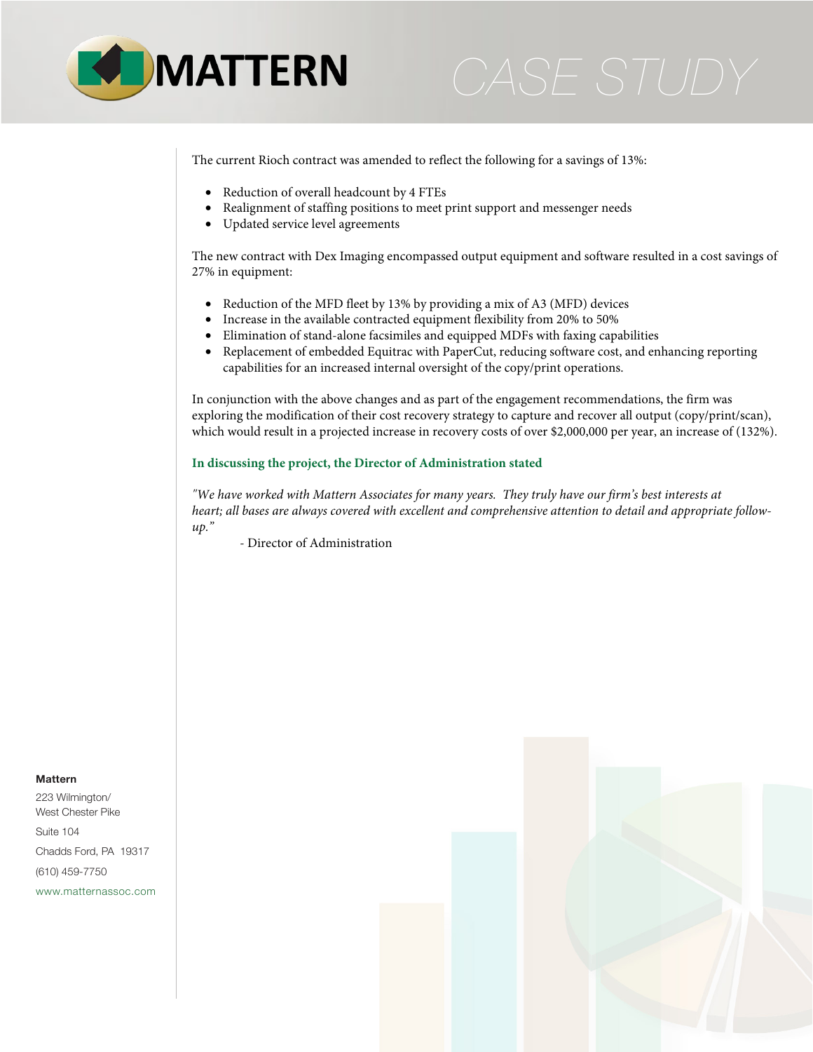The current Rioch contract was amended to reflect the following for a savings of 13%:

- Reduction of overall headcount by 4 FTEs
- Realignment of staffing positions to meet print support and messenger needs
- Updated service level agreements

The new contract with Dex Imaging encompassed output equipment and software resulted in a cost savings of 27% in equipment:

- Reduction of the MFD fleet by 13% by providing a mix of A3 (MFD) devices
- Increase in the available contracted equipment flexibility from 20% to 50%
- Elimination of stand-alone facsimiles and equipped MDFs with faxing capabilities
- Replacement of embedded Equitrac with PaperCut, reducing software cost, and enhancing reporting capabilities for an increased internal oversight of the copy/print operations.

In conjunction with the above changes and as part of the engagement recommendations, the firm was exploring the modification of their cost recovery strategy to capture and recover all output (copy/print/scan), which would result in a projected increase in recovery costs of over $2,000,000 per year, an increase of (132%).

**In discussing the project, the Director of Administration stated**

*"We have worked with Mattern Associates for many years. They truly have our firm's best interests at heart; all bases are always covered with excellent and comprehensive attention to detail and appropriate follow-up."*

- Director of Administration

**Mattern**

223 Wilmington/
West Chester Pike

Suite 104

Chadds Ford, PA 19317

(610) 459-7750

www.matternassoc.com